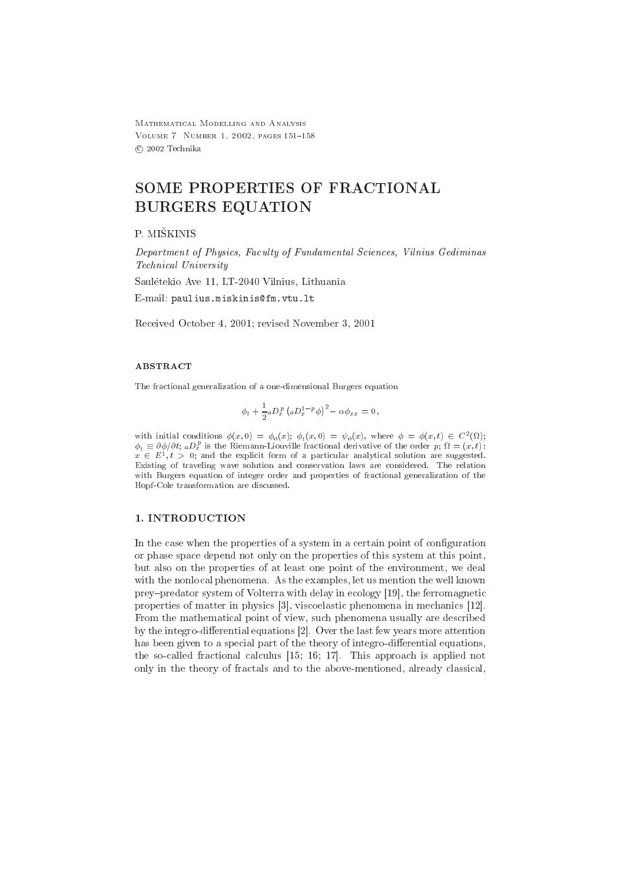Mathematical Modelling and Analysis
Volume 7 Number 1, 2002, pages 151–158
© 2002 Technika

# SOME PROPERTIES OF FRACTIONAL BURGERS EQUATION

P. MIŠKINIS

*Department of Physics, Faculty of Fundamental Sciences, Vilnius Gediminas Technical University*

Saulėtekio Ave 11, LT-2040 Vilnius, Lithuania

E-mail: paulius.miskinis@fm.vtu.lt

Received October 4, 2001; revised November 3, 2001

## ABSTRACT

The fractional generalization of a one-dimensional Burgers equation

$$\phi_t + \frac{1}{2}{}_aD_x^p\left({}_aD_x^{1-p}\phi\right)^2 - \alpha\phi_{xx} = 0\,,$$

with initial conditions $\phi(x,0) = \phi_o(x)$; $\phi_t(x,0) = \psi_o(x)$, where $\phi = \phi(x,t) \in C^2(\Omega)$; $\phi_t \equiv \partial\phi/\partial t$; ${}_aD_x^p$ is the Riemann-Liouville fractional derivative of the order $p$; $\Omega = (x,t)$: $x \in E^1, t > 0$; and the explicit form of a particular analytical solution are suggested. Existing of traveling wave solution and conservation laws are considered. The relation with Burgers equation of integer order and properties of fractional generalization of the Hopf-Cole transformation are discussed.

## 1. INTRODUCTION

In the case when the properties of a system in a certain point of configuration or phase space depend not only on the properties of this system at this point, but also on the properties of at least one point of the environment, we deal with the nonlocal phenomena. As the examples, let us mention the well known prey–predator system of Volterra with delay in ecology [19], the ferromagnetic properties of matter in physics [3], viscoelastic phenomena in mechanics [12]. From the mathematical point of view, such phenomena usually are described by the integro-differential equations [2]. Over the last few years more attention has been given to a special part of the theory of integro-differential equations, the so-called fractional calculus [15; 16; 17]. This approach is applied not only in the theory of fractals and to the above-mentioned, already classical,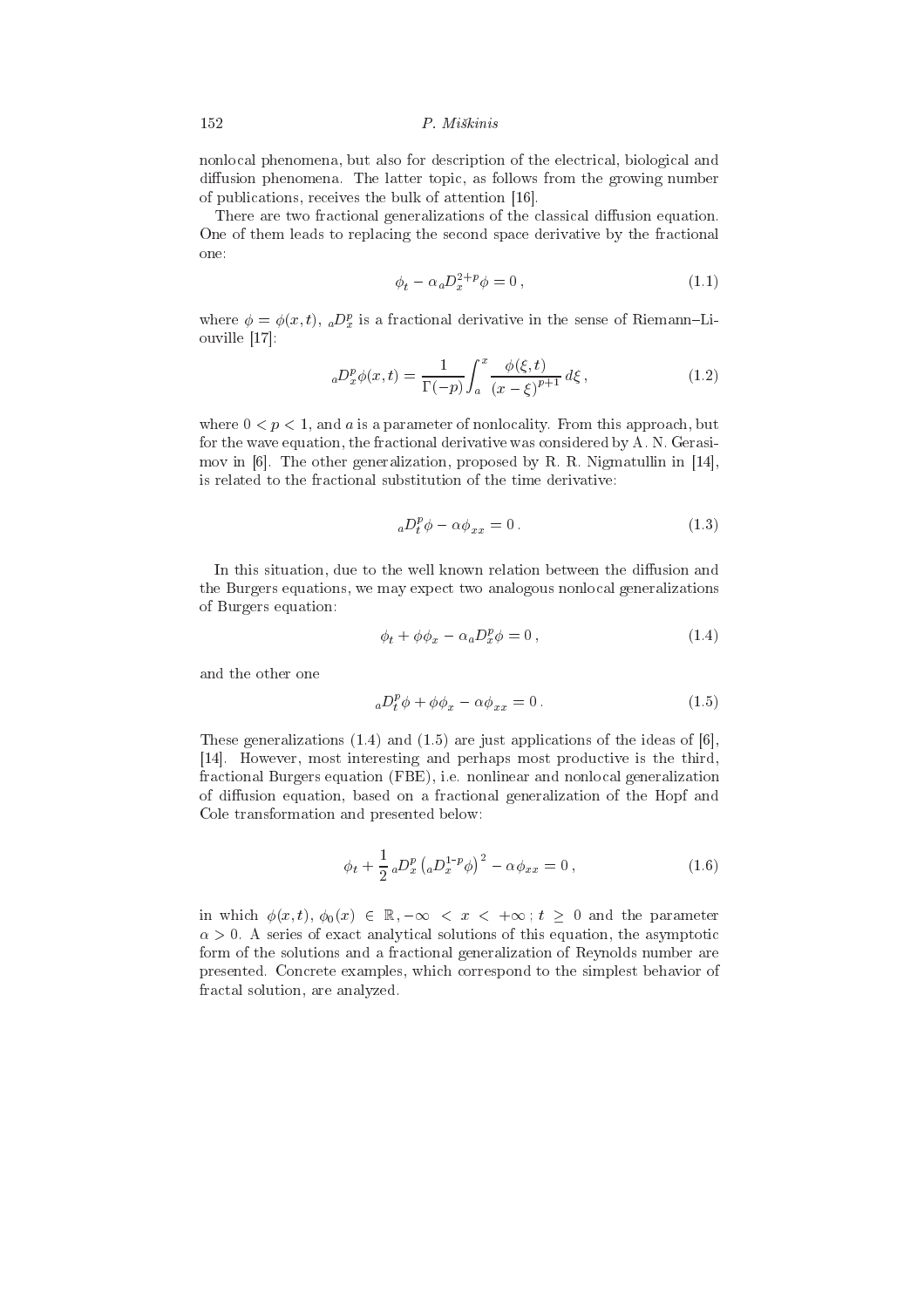nonlocal phenomena, but also for description of the electrical, biological and diffusion phenomena. The latter topic, as follows from the growing number of publications, receives the bulk of attention [16].

There are two fractional generalizations of the classical diffusion equation. One of them leads to replacing the second space derivative by the fractional one:

$$\phi_t - \alpha\, {}_aD_x^{2+p}\phi = 0\,, \tag{1.1}$$

where $\phi = \phi(x,t)$, ${}_aD_x^p$ is a fractional derivative in the sense of Riemann–Liouville [17]:

$$ {}_aD_x^p\phi(x,t) = \frac{1}{\Gamma(-p)}\int_a^x \frac{\phi(\xi,t)}{(x-\xi)^{p+1}}\,d\xi\,, \tag{1.2}$$

where $0 < p < 1$, and $a$ is a parameter of nonlocality. From this approach, but for the wave equation, the fractional derivative was considered by A. N. Gerasimov in [6]. The other generalization, proposed by R. R. Nigmatullin in [14], is related to the fractional substitution of the time derivative:

$$ {}_aD_t^p\phi - \alpha\phi_{xx} = 0\,. \tag{1.3}$$

In this situation, due to the well known relation between the diffusion and the Burgers equations, we may expect two analogous nonlocal generalizations of Burgers equation:

$$\phi_t + \phi\phi_x - \alpha\, {}_aD_x^p\phi = 0\,, \tag{1.4}$$

and the other one

$$ {}_aD_t^p\phi + \phi\phi_x - \alpha\phi_{xx} = 0\,. \tag{1.5}$$

These generalizations (1.4) and (1.5) are just applications of the ideas of [6], [14]. However, most interesting and perhaps most productive is the third, fractional Burgers equation (FBE), i.e. nonlinear and nonlocal generalization of diffusion equation, based on a fractional generalization of the Hopf and Cole transformation and presented below:

$$\phi_t + \frac{1}{2}\, {}_aD_x^p\left({}_aD_x^{1-p}\phi\right)^2 - \alpha\phi_{xx} = 0\,, \tag{1.6}$$

in which $\phi(x,t)$, $\phi_0(x) \in \mathbb{R}, -\infty < x < +\infty\,;\, t \geq 0$ and the parameter $\alpha > 0$. A series of exact analytical solutions of this equation, the asymptotic form of the solutions and a fractional generalization of Reynolds number are presented. Concrete examples, which correspond to the simplest behavior of fractal solution, are analyzed.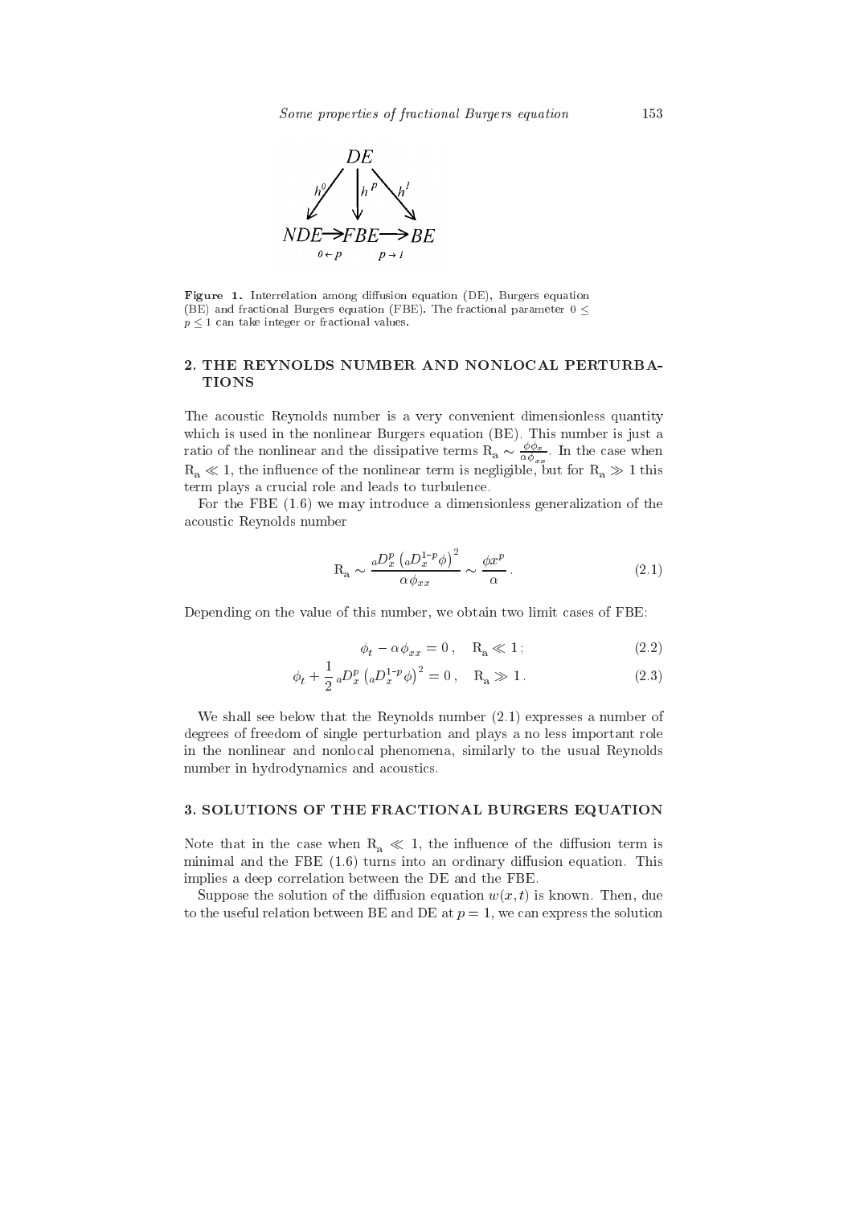**Figure 1.** Interrelation among diffusion equation (DE), Burgers equation (BE) and fractional Burgers equation (FBE). The fractional parameter $0 \leq p \leq 1$ can take integer or fractional values.

## 2. THE REYNOLDS NUMBER AND NONLOCAL PERTURBATIONS

The acoustic Reynolds number is a very convenient dimensionless quantity which is used in the nonlinear Burgers equation (BE). This number is just a ratio of the nonlinear and the dissipative terms $\mathrm{R_a} \sim \frac{\phi \phi_x}{\alpha \phi_{xx}}$. In the case when $\mathrm{R_a} \ll 1$, the influence of the nonlinear term is negligible, but for $\mathrm{R_a} \gg 1$ this term plays a crucial role and leads to turbulence.

For the FBE (1.6) we may introduce a dimensionless generalization of the acoustic Reynolds number

$$\mathrm{R_a} \sim \frac{{}_aD_x^p \left( {}_aD_x^{1-p} \phi \right)^2}{\alpha \phi_{xx}} \sim \frac{\phi x^p}{\alpha} . \tag{2.1}$$

Depending on the value of this number, we obtain two limit cases of FBE:

$$\phi_t - \alpha \phi_{xx} = 0 , \quad \mathrm{R_a} \ll 1 ; \tag{2.2}$$

$$\phi_t + \frac{1}{2} {}_aD_x^p \left( {}_aD_x^{1-p} \phi \right)^2 = 0 , \quad \mathrm{R_a} \gg 1 . \tag{2.3}$$

We shall see below that the Reynolds number (2.1) expresses a number of degrees of freedom of single perturbation and plays a no less important role in the nonlinear and nonlocal phenomena, similarly to the usual Reynolds number in hydrodynamics and acoustics.

## 3. SOLUTIONS OF THE FRACTIONAL BURGERS EQUATION

Note that in the case when $\mathrm{R_a} \ll 1$, the influence of the diffusion term is minimal and the FBE (1.6) turns into an ordinary diffusion equation. This implies a deep correlation between the DE and the FBE.

Suppose the solution of the diffusion equation $w(x, t)$ is known. Then, due to the useful relation between BE and DE at $p = 1$, we can express the solution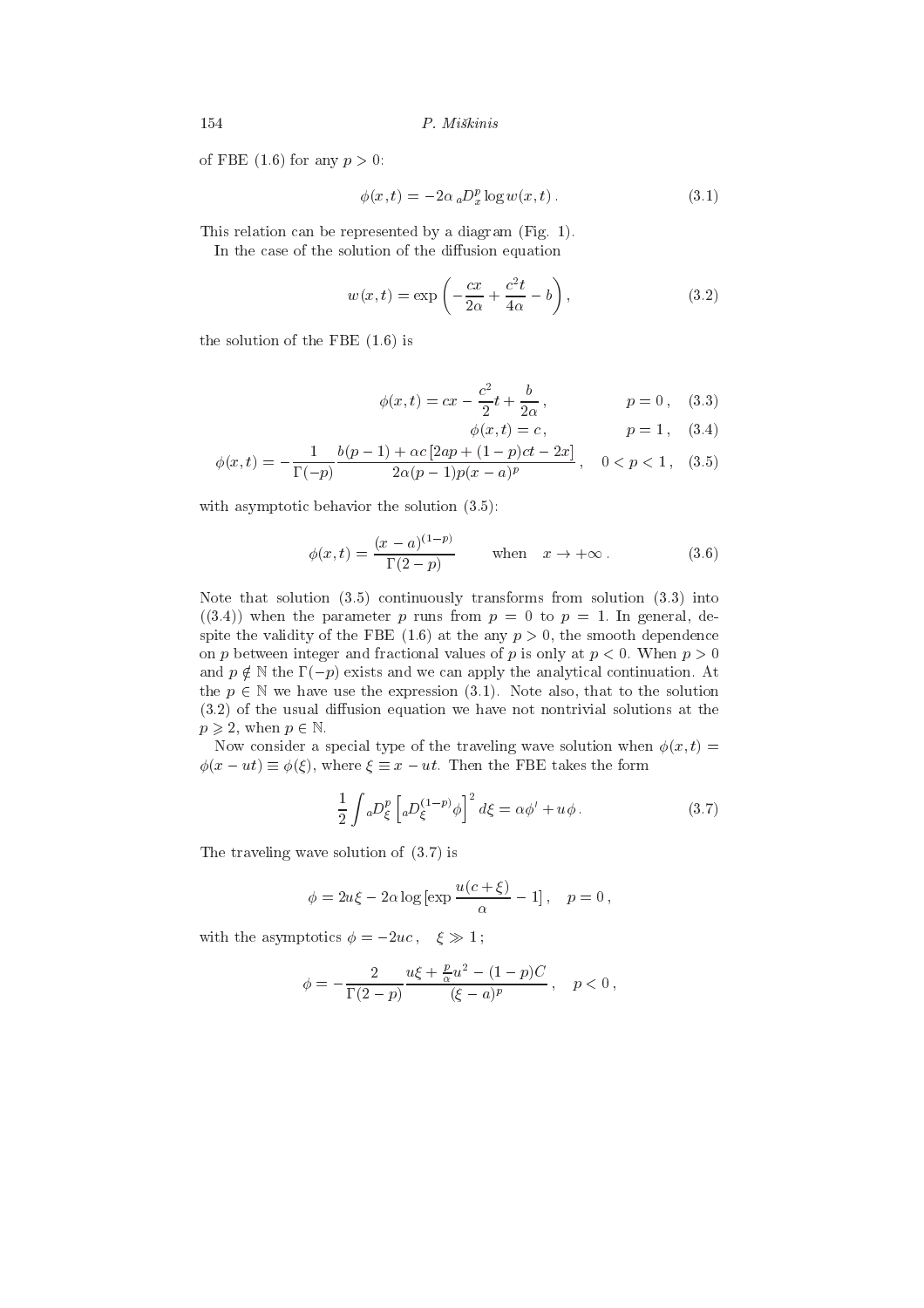of FBE (1.6) for any $p > 0$:

$$\phi(x,t) = -2\alpha \, {}_aD_x^p \log w(x,t) \,. \tag{3.1}$$

This relation can be represented by a diagram (Fig. 1).

In the case of the solution of the diffusion equation

$$w(x,t) = \exp\left(-\frac{cx}{2\alpha} + \frac{c^2 t}{4\alpha} - b\right), \tag{3.2}$$

the solution of the FBE (1.6) is

$$\phi(x,t) = cx - \frac{c^2}{2}t + \frac{b}{2\alpha} \,, \qquad p = 0 \,, \tag{3.3}$$

$$\phi(x,t) = c \,, \qquad p = 1 \,, \tag{3.4}$$

$$\phi(x,t) = -\frac{1}{\Gamma(-p)} \frac{b(p-1) + \alpha c\,[2ap + (1-p)ct - 2x]}{2\alpha(p-1)p(x-a)^p} \,, \quad 0 < p < 1 \,, \tag{3.5}$$

with asymptotic behavior the solution (3.5):

$$\phi(x,t) = \frac{(x-a)^{(1-p)}}{\Gamma(2-p)} \qquad \text{when} \quad x \to +\infty \,. \tag{3.6}$$

Note that solution (3.5) continuously transforms from solution (3.3) into ((3.4)) when the parameter $p$ runs from $p = 0$ to $p = 1$. In general, despite the validity of the FBE (1.6) at the any $p > 0$, the smooth dependence on $p$ between integer and fractional values of $p$ is only at $p < 0$. When $p > 0$ and $p \notin \mathbb{N}$ the $\Gamma(-p)$ exists and we can apply the analytical continuation. At the $p \in \mathbb{N}$ we have use the expression (3.1). Note also, that to the solution (3.2) of the usual diffusion equation we have not nontrivial solutions at the $p \geqslant 2$, when $p \in \mathbb{N}$.

Now consider a special type of the traveling wave solution when $\phi(x,t) = \phi(x - ut) \equiv \phi(\xi)$, where $\xi \equiv x - ut$. Then the FBE takes the form

$$\frac{1}{2} \int {}_aD_\xi^p \left[ {}_aD_\xi^{(1-p)} \phi \right]^2 d\xi = \alpha \phi' + u\,\phi \,. \tag{3.7}$$

The traveling wave solution of (3.7) is

$$\phi = 2u\xi - 2\alpha \log[\exp \frac{u(c+\xi)}{\alpha} - 1] \,, \quad p = 0 \,,$$

with the asymptotics $\phi = -2uc \,, \quad \xi \gg 1 \,;$

$$\phi = -\frac{2}{\Gamma(2-p)} \frac{u\xi + \frac{p}{\alpha}u^2 - (1-p)C}{(\xi - a)^p} \,, \quad p < 0 \,,$$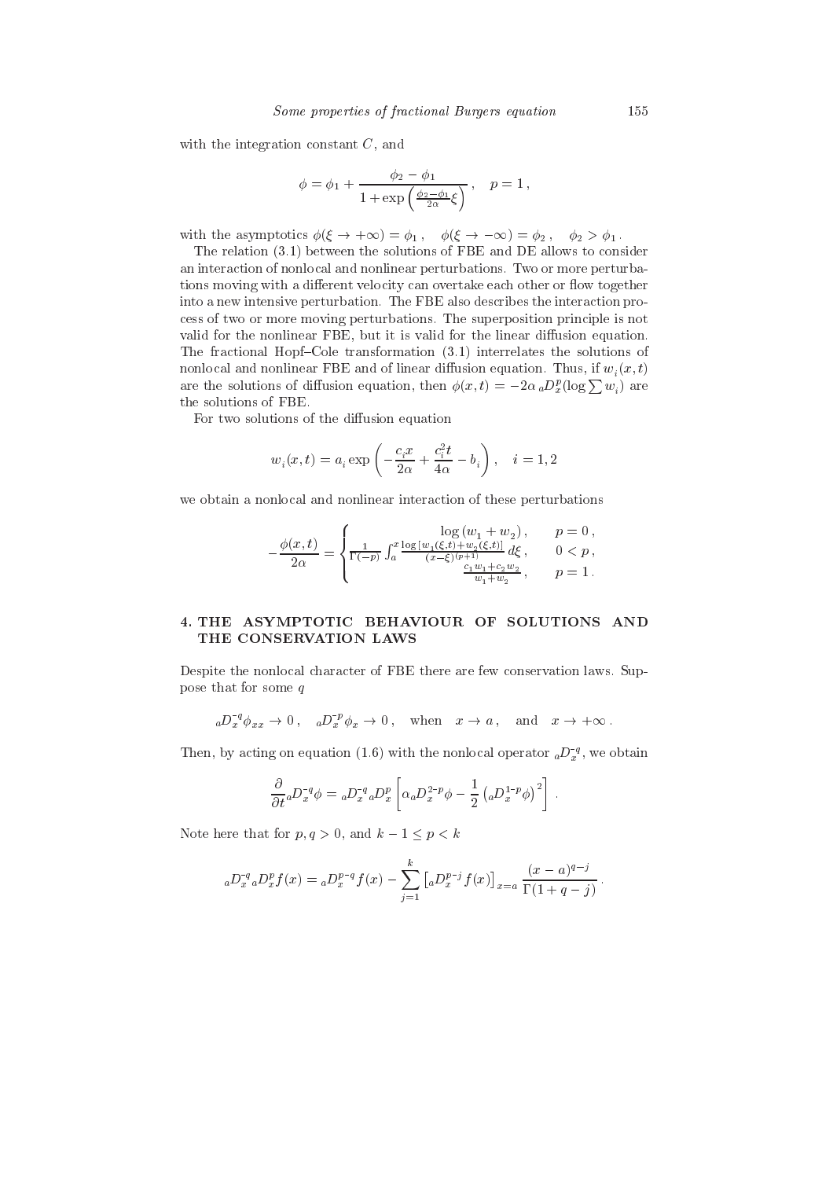with the integration constant $C$, and

$$\phi = \phi_1 + \frac{\phi_2 - \phi_1}{1 + \exp\left(\frac{\phi_2 - \phi_1}{2\alpha}\xi\right)}, \quad p = 1,$$

with the asymptotics $\phi(\xi \to +\infty) = \phi_1$, $\phi(\xi \to -\infty) = \phi_2$, $\phi_2 > \phi_1$.

The relation (3.1) between the solutions of FBE and DE allows to consider an interaction of nonlocal and nonlinear perturbations. Two or more perturbations moving with a different velocity can overtake each other or flow together into a new intensive perturbation. The FBE also describes the interaction process of two or more moving perturbations. The superposition principle is not valid for the nonlinear FBE, but it is valid for the linear diffusion equation. The fractional Hopf–Cole transformation (3.1) interrelates the solutions of nonlocal and nonlinear FBE and of linear diffusion equation. Thus, if $w_i(x,t)$ are the solutions of diffusion equation, then $\phi(x,t) = -2\alpha\, {}_aD_x^p(\log \sum w_i)$ are the solutions of FBE.

For two solutions of the diffusion equation

$$w_i(x,t) = a_i \exp\left(-\frac{c_i x}{2\alpha} + \frac{c_i^2 t}{4\alpha} - b_i\right), \quad i = 1,2$$

we obtain a nonlocal and nonlinear interaction of these perturbations

$$-\frac{\phi(x,t)}{2\alpha} = \begin{cases} \log\left(w_1 + w_2\right), & p = 0, \\ \frac{1}{\Gamma(-p)} \int_a^x \frac{\log\left[w_1(\xi,t) + w_2(\xi,t)\right]}{(x-\xi)^{(p+1)}} d\xi, & 0 < p, \\ \frac{c_1 w_1 + c_2 w_2}{w_1 + w_2}, & p = 1. \end{cases}$$

## 4. THE ASYMPTOTIC BEHAVIOUR OF SOLUTIONS AND THE CONSERVATION LAWS

Despite the nonlocal character of FBE there are few conservation laws. Suppose that for some $q$

$${}_aD_x^{-q}\phi_{xx} \to 0, \quad {}_aD_x^{-p}\phi_x \to 0, \quad \text{when} \quad x \to a, \quad \text{and} \quad x \to +\infty.$$

Then, by acting on equation (1.6) with the nonlocal operator ${}_aD_x^{-q}$, we obtain

$$\frac{\partial}{\partial t} {}_aD_x^{-q}\phi = {}_aD_x^{-q}\, {}_aD_x^{p}\left[\alpha\, {}_aD_x^{2-p}\phi - \frac{1}{2}\left({}_aD_x^{1-p}\phi\right)^2\right].$$

Note here that for $p, q > 0$, and $k - 1 \le p < k$

$${}_aD_x^{-q}\, {}_aD_x^{p} f(x) = {}_aD_x^{p-q} f(x) - \sum_{j=1}^{k} \left[{}_aD_x^{p-j} f(x)\right]_{x=a} \frac{(x-a)^{q-j}}{\Gamma(1+q-j)}.$$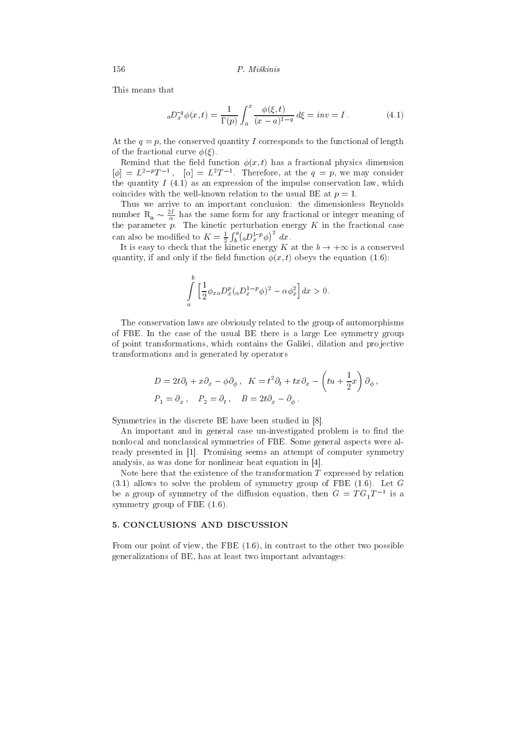This means that

$$ {}_aD_x^{-q}\phi(x,t) = \frac{1}{\Gamma(p)} \int_a^x \frac{\phi(\xi,t)}{(x-a)^{1-q}}\, d\xi = inv = I\,. \tag{4.1} $$

At the $q = p$, the conserved quantity $I$ corresponds to the functional of length of the fractional curve $\phi(\xi)$.

Remind that the field function $\phi(x,t)$ has a fractional physics dimension $[\phi] = L^{2-p}T^{-1}$, $[\alpha] = L^2T^{-1}$. Therefore, at the $q = p$, we may consider the quantity $I$ (4.1) as an expression of the impulse conservation law, which coincides with the well-known relation to the usual BE at $p = 1$.

Thus we arrive to an important conclusion: the dimensionless Reynolds number $\mathrm{R_a} \sim \frac{2I}{\alpha}$ has the same form for any fractional or integer meaning of the parameter $p$. The kinetic perturbation energy $K$ in the fractional case can also be modified to $K = \frac{1}{2}\int_b^a \big({}_aD_x^{1-p}\phi\big)^2\, dx$.

It is easy to check that the kinetic energy $K$ at the $b \to +\infty$ is a conserved quantity, if and only if the field function $\phi(x,t)$ obeys the equation (1.6):

$$ \int\limits_a^b \left[\frac{1}{2}\phi_{x\alpha}D_x^p({}_\alpha D_x^{1-p}\phi)^2 - \alpha\phi_x^2\right] dx > 0. $$

The conservation laws are obviously related to the group of automorphisms of FBE. In the case of the usual BE there is a large Lee symmetry group of point transformations, which contains the Galilei, dilation and projective transformations and is generated by operators

$$ D = 2t\partial_t + x\partial_x - \phi\partial_\phi\,, \quad K = t^2\partial_t + tx\partial_x - \left(tu + \frac{1}{2}x\right)\partial_\phi\,, $$
$$ P_1 = \partial_x\,, \quad P_2 = \partial_t\,, \quad B = 2t\partial_x - \partial_\phi\,. $$

Symmetries in the discrete BE have been studied in [8].

An important and in general case un-investigated problem is to find the nonlocal and nonclassical symmetries of FBE. Some general aspects were already presented in [1]. Promising seems an attempt of computer symmetry analysis, as was done for nonlinear heat equation in [4].

Note here that the existence of the transformation $T$ expressed by relation (3.1) allows to solve the problem of symmetry group of FBE (1.6). Let $G$ be a group of symmetry of the diffusion equation, then $G = TG_1T^{-1}$ is a symmetry group of FBE (1.6).

## 5. CONCLUSIONS AND DISCUSSION

From our point of view, the FBE (1.6), in contrast to the other two possible generalizations of BE, has at least two important advantages: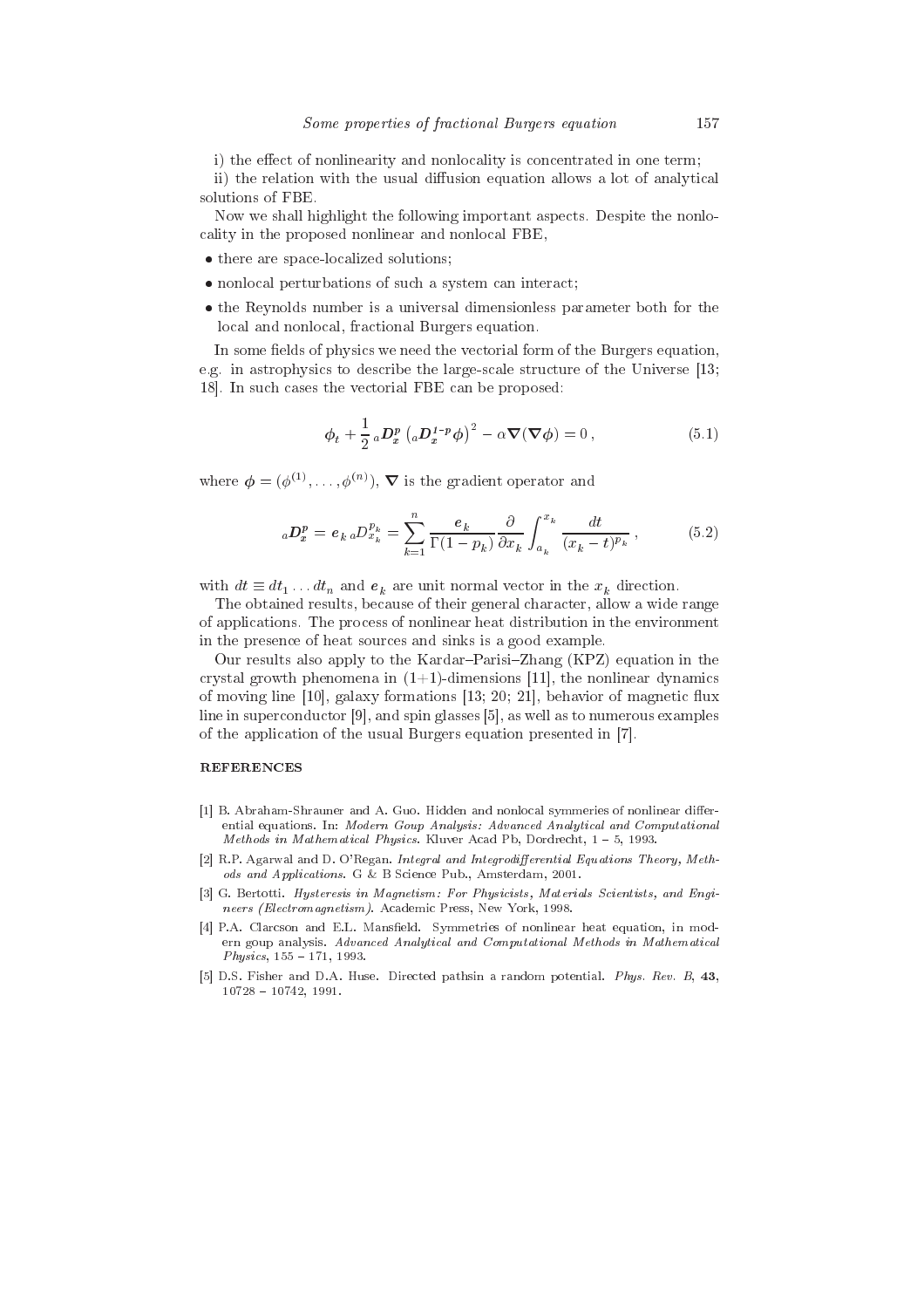i) the effect of nonlinearity and nonlocality is concentrated in one term;

ii) the relation with the usual diffusion equation allows a lot of analytical solutions of FBE.

Now we shall highlight the following important aspects. Despite the nonlocality in the proposed nonlinear and nonlocal FBE,

- there are space-localized solutions;
- nonlocal perturbations of such a system can interact;
- the Reynolds number is a universal dimensionless parameter both for the local and nonlocal, fractional Burgers equation.

In some fields of physics we need the vectorial form of the Burgers equation, e.g. in astrophysics to describe the large-scale structure of the Universe [13; 18]. In such cases the vectorial FBE can be proposed:

$$\boldsymbol{\phi}_t + \frac{1}{2}\, {}_a\boldsymbol{D}_{\boldsymbol{x}}^{p} \left( {}_a\boldsymbol{D}_{\boldsymbol{x}}^{1-p} \boldsymbol{\phi} \right)^2 - \alpha \boldsymbol{\nabla}(\boldsymbol{\nabla}\boldsymbol{\phi}) = 0\,, \tag{5.1}$$

where $\boldsymbol{\phi} = (\phi^{(1)}, \ldots, \phi^{(n)})$, $\boldsymbol{\nabla}$ is the gradient operator and

$${}_a\boldsymbol{D}_{\boldsymbol{x}}^{p} = \boldsymbol{e}_k\, {}_aD_{x_k}^{p_k} = \sum_{k=1}^{n} \frac{\boldsymbol{e}_k}{\Gamma(1-p_k)} \frac{\partial}{\partial x_k} \int_{a_k}^{x_k} \frac{dt}{(x_k - t)^{p_k}}\,, \tag{5.2}$$

with $dt \equiv dt_1 \ldots dt_n$ and $\boldsymbol{e}_k$ are unit normal vector in the $x_k$ direction.

The obtained results, because of their general character, allow a wide range of applications. The process of nonlinear heat distribution in the environment in the presence of heat sources and sinks is a good example.

Our results also apply to the Kardar–Parisi–Zhang (KPZ) equation in the crystal growth phenomena in (1+1)-dimensions [11], the nonlinear dynamics of moving line [10], galaxy formations [13; 20; 21], behavior of magnetic flux line in superconductor [9], and spin glasses [5], as well as to numerous examples of the application of the usual Burgers equation presented in [7].

## REFERENCES

[1] B. Abraham-Shrauner and A. Guo. Hidden and nonlocal symmeries of nonlinear differential equations. In: *Modern Goup Analysis: Advanced Analytical and Computational Methods in Mathematical Physics*. Kluver Acad Pb, Dordrecht, 1 – 5, 1993.

[2] R.P. Agarwal and D. O'Regan. *Integral and Integrodifferential Equations Theory, Methods and Applications*. G & B Science Pub., Amsterdam, 2001.

[3] G. Bertotti. *Hysteresis in Magnetism: For Physicists, Materials Scientists, and Engineers (Electromagnetism)*. Academic Press, New York, 1998.

[4] P.A. Clarcson and E.L. Mansfield. Symmetries of nonlinear heat equation, in modern goup analysis. *Advanced Analytical and Computational Methods in Mathematical Physics*, 155 – 171, 1993.

[5] D.S. Fisher and D.A. Huse. Directed pathsin a random potential. *Phys. Rev. B*, **43**, 10728 – 10742, 1991.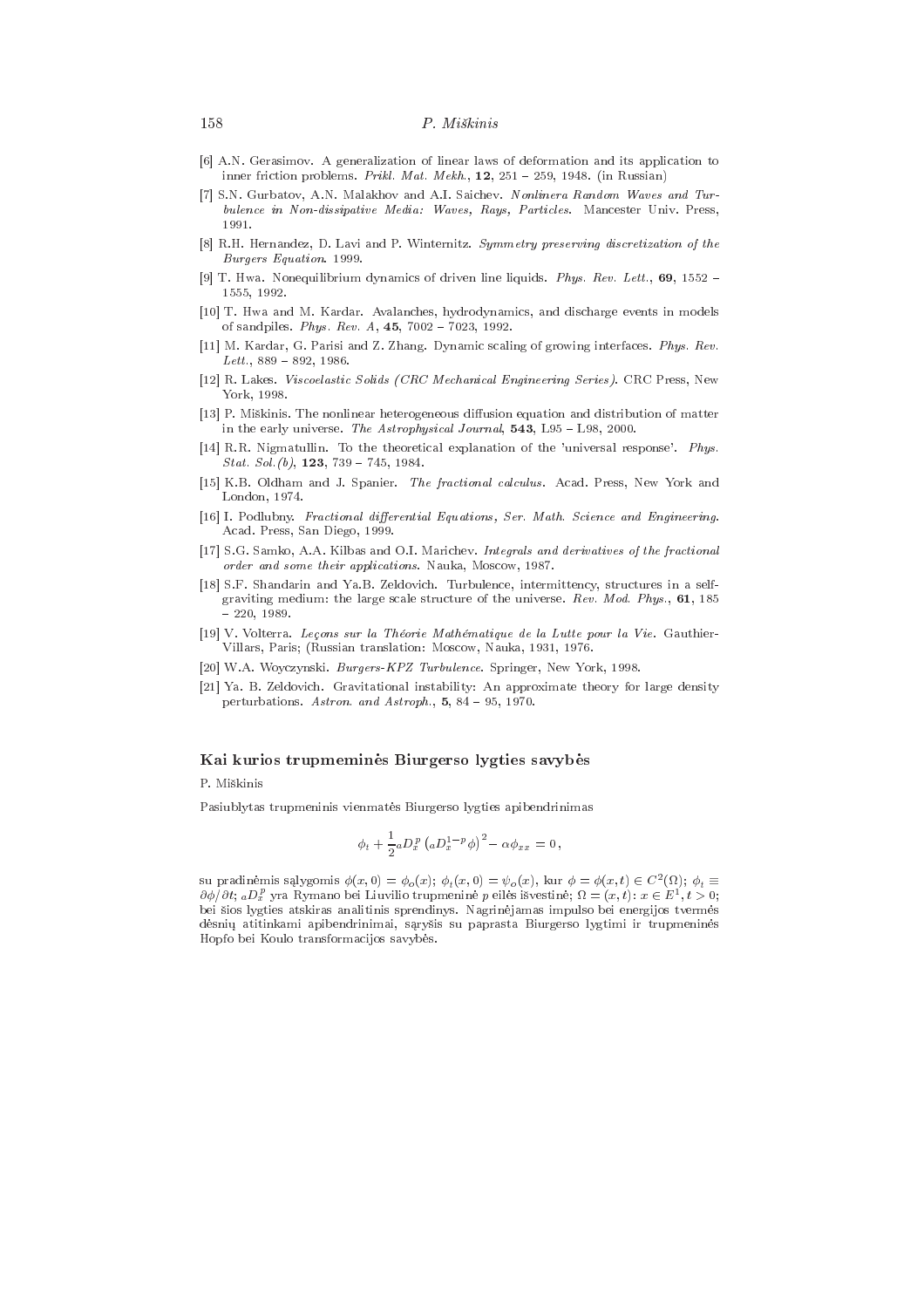[6] A.N. Gerasimov. A generalization of linear laws of deformation and its application to inner friction problems. *Prikl. Mat. Mekh.*, **12**, 251 – 259, 1948. (in Russian)

[7] S.N. Gurbatov, A.N. Malakhov and A.I. Saichev. *Nonlinera Random Waves and Turbulence in Non-dissipative Media: Waves, Rays, Particles.* Mancester Univ. Press, 1991.

[8] R.H. Hernandez, D. Lavi and P. Winternitz. *Symmetry preserving discretization of the Burgers Equation.* 1999.

[9] T. Hwa. Nonequilibrium dynamics of driven line liquids. *Phys. Rev. Lett.*, **69**, 1552 – 1555, 1992.

[10] T. Hwa and M. Kardar. Avalanches, hydrodynamics, and discharge events in models of sandpiles. *Phys. Rev. A*, **45**, 7002 – 7023, 1992.

[11] M. Kardar, G. Parisi and Z. Zhang. Dynamic scaling of growing interfaces. *Phys. Rev. Lett.*, 889 – 892, 1986.

[12] R. Lakes. *Viscoelastic Solids (CRC Mechanical Engineering Series).* CRC Press, New York, 1998.

[13] P. Miškinis. The nonlinear heterogeneous diffusion equation and distribution of matter in the early universe. *The Astrophysical Journal*, **543**, L95 – L98, 2000.

[14] R.R. Nigmatullin. To the theoretical explanation of the 'universal response'. *Phys. Stat. Sol.(b)*, **123**, 739 – 745, 1984.

[15] K.B. Oldham and J. Spanier. *The fractional calculus.* Acad. Press, New York and London, 1974.

[16] I. Podlubny. *Fractional differential Equations, Ser. Math. Science and Engineering.* Acad. Press, San Diego, 1999.

[17] S.G. Samko, A.A. Kilbas and O.I. Marichev. *Integrals and derivatives of the fractional order and some their applications.* Nauka, Moscow, 1987.

[18] S.F. Shandarin and Ya.B. Zeldovich. Turbulence, intermittency, structures in a self-graviting medium: the large scale structure of the universe. *Rev. Mod. Phys.*, **61**, 185 – 220, 1989.

[19] V. Volterra. *Leçons sur la Théorie Mathématique de la Lutte pour la Vie.* Gauthier-Villars, Paris; (Russian translation: Moscow, Nauka, 1931, 1976.

[20] W.A. Woyczynski. *Burgers-KPZ Turbulence.* Springer, New York, 1998.

[21] Ya. B. Zeldovich. Gravitational instability: An approximate theory for large density perturbations. *Astron. and Astroph.*, **5**, 84 – 95, 1970.

### Kai kurios trupmeninės Biurgerso lygties savybės

P. Miškinis

Pasiublytas trupmeninis vienmatės Biurgerso lygties apibendrinimas

$$\phi_t + \frac{1}{2}{}_aD_x^p\left({}_aD_x^{1-p}\phi\right)^2 - \alpha\phi_{xx} = 0\,,$$

su pradinėmis sąlygomis $\phi(x,0) = \phi_o(x)$; $\phi_t(x,0) = \psi_o(x)$, kur $\phi = \phi(x,t) \in C^2(\Omega)$; $\phi_t \equiv \partial\phi/\partial t$; ${}_aD_x^p$ yra Rymano bei Liuvilio trupmeninė $p$ eilės išvestinė; $\Omega = (x,t)\colon x \in E^1, t > 0$; bei šios lygties atskiras analitinis sprendinys. Nagrinėjamas impulso bei energijos tvermės dėsnių atitinkami apibendrinimai, sąryšis su paprasta Biurgerso lygtimi ir trupmeninės Hopfo bei Koulo transformacijos savybės.